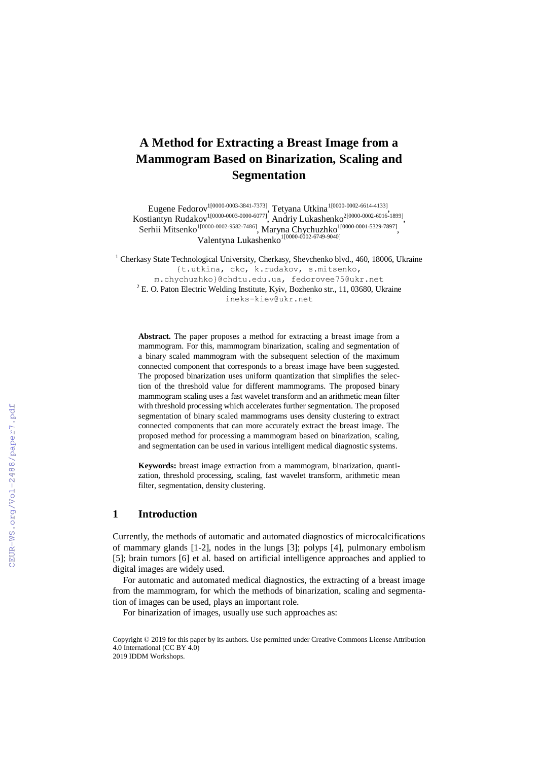# A Method for Extracting a Breast Image from a Mammogram Based on Binarization, Scaling and Segmentation

Eugene Fedorov[1[0000-0003-3841-7373]], Tetyana Utkina[1[0000-0002-6614-4133]], Kostiantyn Rudakov[1[0000-0003-0000-6077]], Andriy Lukashenko[2[0000-0002-6016-1899]], Serhii Mitsenko[1[0000-0002-9582-7486]], Maryna Chychuzhko[1[0000-0001-5329-7897]], Valentyna Lukashenko[1[0000-0002-6749-9040]]

[1] Cherkasy State Technological University, Cherkasy, Shevchenko blvd., 460, 18006, Ukraine
{t.utkina, ckc, k.rudakov, s.mitsenko, m.chychuzhko}@chdtu.edu.ua, fedorovee75@ukr.net

[2] E. O. Paton Electric Welding Institute, Kyiv, Bozhenko str., 11, 03680, Ukraine
ineks-kiev@ukr.net

**Abstract.** The paper proposes a method for extracting a breast image from a mammogram. For this, mammogram binarization, scaling and segmentation of a binary scaled mammogram with the subsequent selection of the maximum connected component that corresponds to a breast image have been suggested. The proposed binarization uses uniform quantization that simplifies the selection of the threshold value for different mammograms. The proposed binary mammogram scaling uses a fast wavelet transform and an arithmetic mean filter with threshold processing which accelerates further segmentation. The proposed segmentation of binary scaled mammograms uses density clustering to extract connected components that can more accurately extract the breast image. The proposed method for processing a mammogram based on binarization, scaling, and segmentation can be used in various intelligent medical diagnostic systems.

**Keywords:** breast image extraction from a mammogram, binarization, quantization, threshold processing, scaling, fast wavelet transform, arithmetic mean filter, segmentation, density clustering.

## 1 Introduction

Currently, the methods of automatic and automated diagnostics of microcalcifications of mammary glands [1-2], nodes in the lungs [3]; polyps [4], pulmonary embolism [5]; brain tumors [6] et al. based on artificial intelligence approaches and applied to digital images are widely used.

For automatic and automated medical diagnostics, the extracting of a breast image from the mammogram, for which the methods of binarization, scaling and segmentation of images can be used, plays an important role.

For binarization of images, usually use such approaches as:

Copyright © 2019 for this paper by its authors. Use permitted under Creative Commons License Attribution 4.0 International (CC BY 4.0)
2019 IDDM Workshops.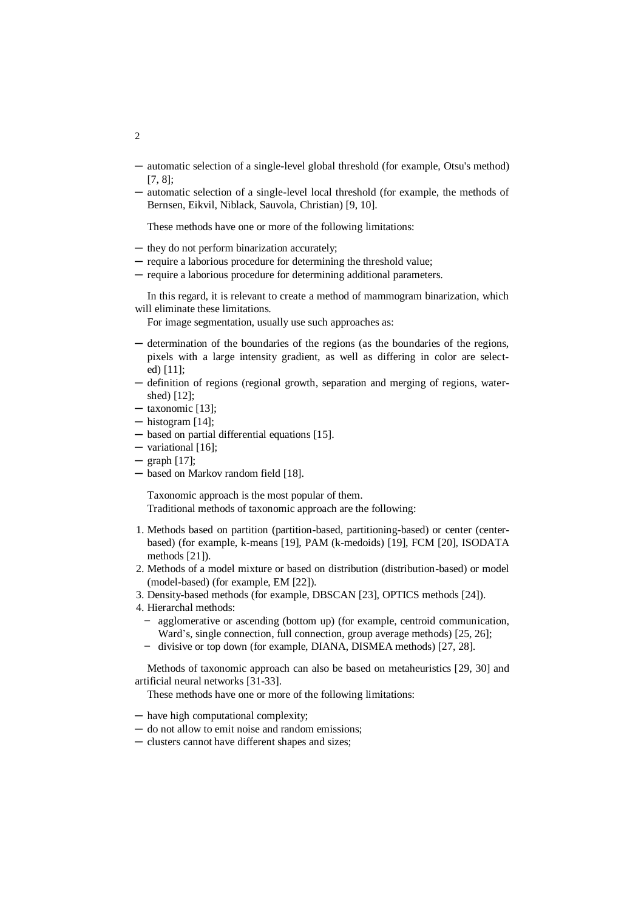- automatic selection of a single-level global threshold (for example, Otsu's method) [7, 8];
- automatic selection of a single-level local threshold (for example, the methods of Bernsen, Eikvil, Niblack, Sauvola, Christian) [9, 10].

These methods have one or more of the following limitations:

- they do not perform binarization accurately;
- require a laborious procedure for determining the threshold value;
- require a laborious procedure for determining additional parameters.

In this regard, it is relevant to create a method of mammogram binarization, which will eliminate these limitations.

For image segmentation, usually use such approaches as:

- determination of the boundaries of the regions (as the boundaries of the regions, pixels with a large intensity gradient, as well as differing in color are selected) [11];
- definition of regions (regional growth, separation and merging of regions, watershed) [12];
- taxonomic [13];
- histogram [14];
- based on partial differential equations [15].
- variational [16];
- graph [17];
- based on Markov random field [18].

Taxonomic approach is the most popular of them.

Traditional methods of taxonomic approach are the following:

1. Methods based on partition (partition-based, partitioning-based) or center (center-based) (for example, k-means [19], PAM (k-medoids) [19], FCM [20], ISODATA methods [21]).
2. Methods of a model mixture or based on distribution (distribution-based) or model (model-based) (for example, EM [22]).
3. Density-based methods (for example, DBSCAN [23], OPTICS methods [24]).
4. Hierarchal methods:
   - agglomerative or ascending (bottom up) (for example, centroid communication, Ward's, single connection, full connection, group average methods) [25, 26];
   - divisive or top down (for example, DIANA, DISMEA methods) [27, 28].

Methods of taxonomic approach can also be based on metaheuristics [29, 30] and artificial neural networks [31-33].

These methods have one or more of the following limitations:

- have high computational complexity;
- do not allow to emit noise and random emissions;
- clusters cannot have different shapes and sizes;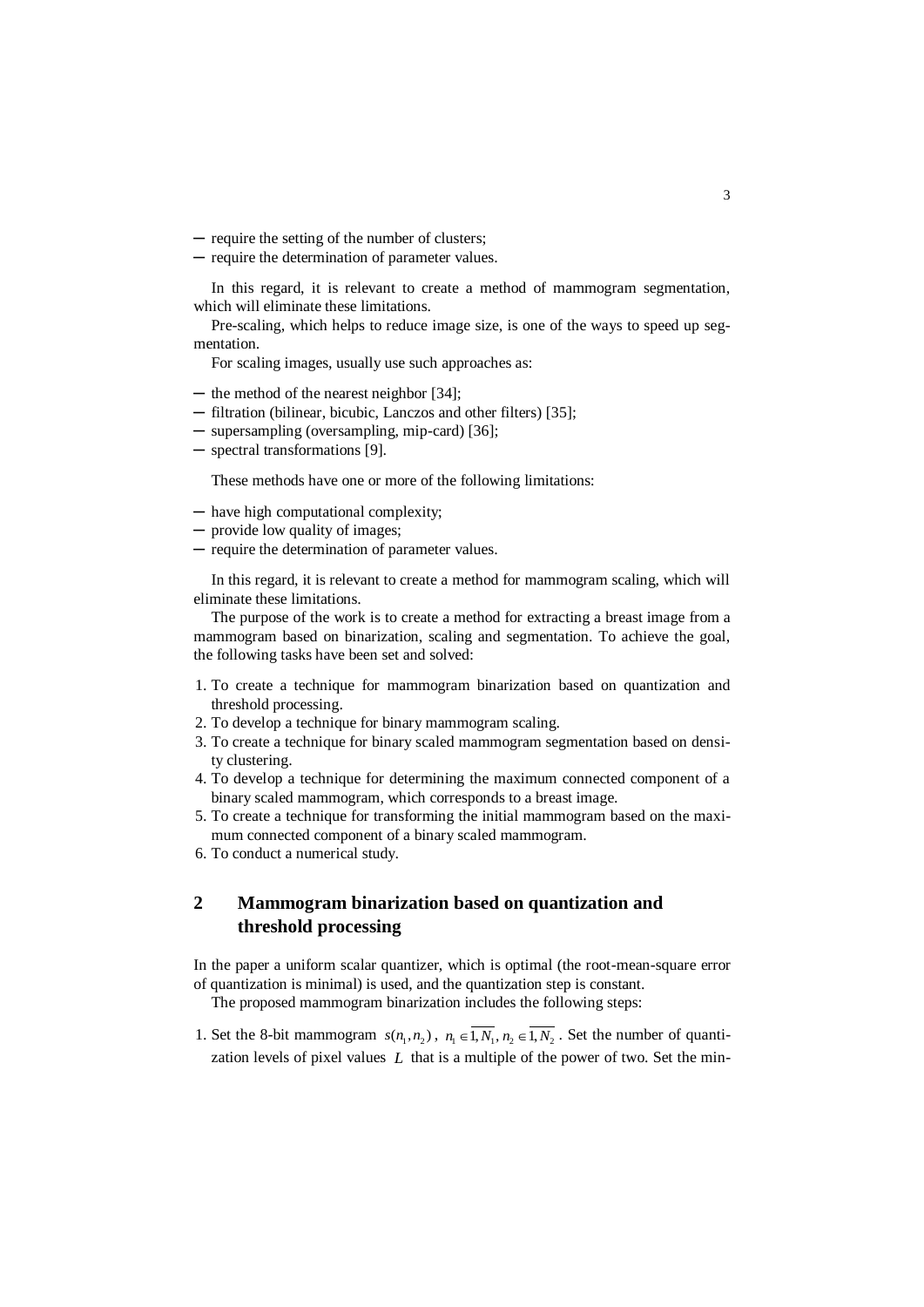- require the setting of the number of clusters;
- require the determination of parameter values.

In this regard, it is relevant to create a method of mammogram segmentation, which will eliminate these limitations.

Pre-scaling, which helps to reduce image size, is one of the ways to speed up segmentation.

For scaling images, usually use such approaches as:

- the method of the nearest neighbor [34];
- filtration (bilinear, bicubic, Lanczos and other filters) [35];
- supersampling (oversampling, mip-card) [36];
- spectral transformations [9].

These methods have one or more of the following limitations:

- have high computational complexity;
- provide low quality of images;
- require the determination of parameter values.

In this regard, it is relevant to create a method for mammogram scaling, which will eliminate these limitations.

The purpose of the work is to create a method for extracting a breast image from a mammogram based on binarization, scaling and segmentation. To achieve the goal, the following tasks have been set and solved:

1. To create a technique for mammogram binarization based on quantization and threshold processing.
2. To develop a technique for binary mammogram scaling.
3. To create a technique for binary scaled mammogram segmentation based on density clustering.
4. To develop a technique for determining the maximum connected component of a binary scaled mammogram, which corresponds to a breast image.
5. To create a technique for transforming the initial mammogram based on the maximum connected component of a binary scaled mammogram.
6. To conduct a numerical study.

## 2 Mammogram binarization based on quantization and threshold processing

In the paper a uniform scalar quantizer, which is optimal (the root-mean-square error of quantization is minimal) is used, and the quantization step is constant.

The proposed mammogram binarization includes the following steps:

1. Set the 8-bit mammogram $s(n_1, n_2)$, $n_1 \in \overline{1, N_1}$, $n_2 \in \overline{1, N_2}$. Set the number of quantization levels of pixel values $L$ that is a multiple of the power of two. Set the min-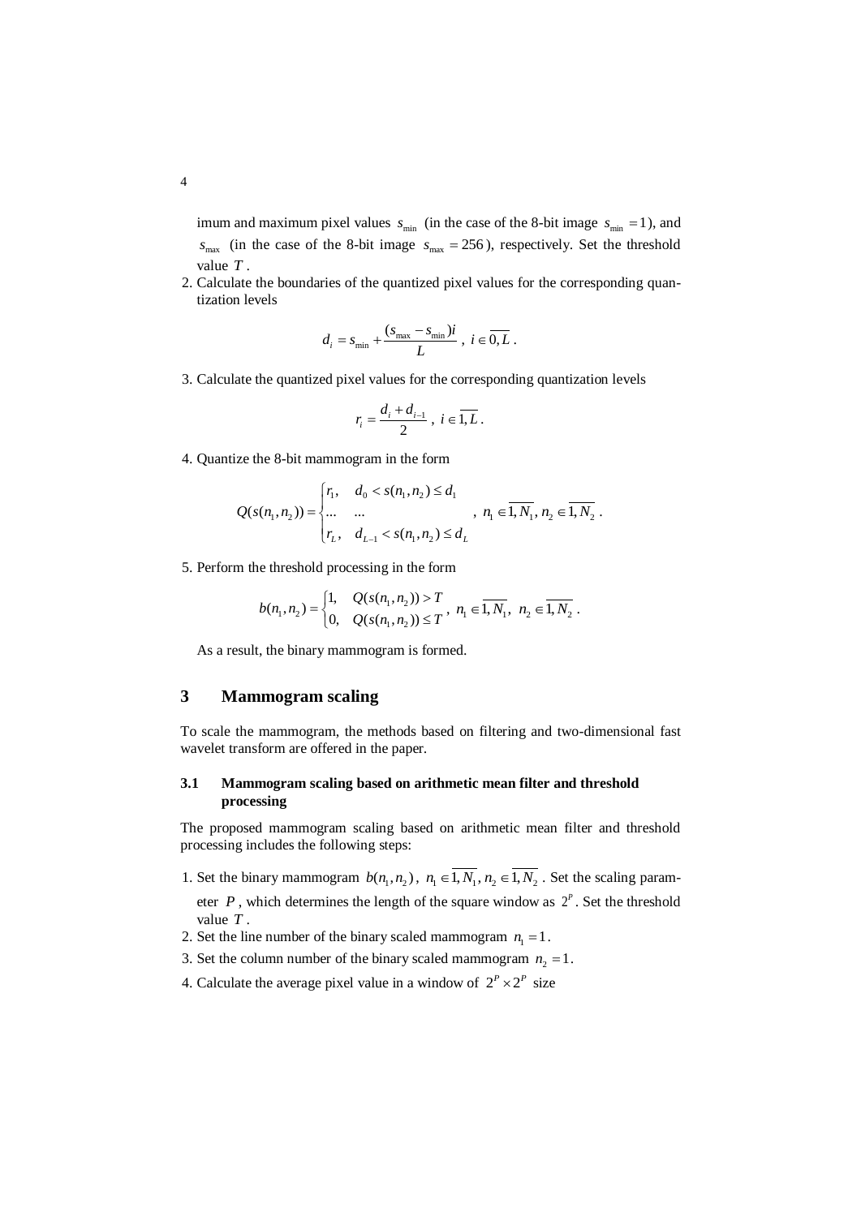imum and maximum pixel values $s_{\min}$ (in the case of the 8-bit image $s_{\min} = 1$), and $s_{\max}$ (in the case of the 8-bit image $s_{\max} = 256$), respectively. Set the threshold value $T$.

2. Calculate the boundaries of the quantized pixel values for the corresponding quantization levels

$$d_i = s_{\min} + \frac{(s_{\max} - s_{\min})i}{L}, \ i \in \overline{0, L}.$$

3. Calculate the quantized pixel values for the corresponding quantization levels

$$r_i = \frac{d_i + d_{i-1}}{2}, \ i \in \overline{1, L}.$$

4. Quantize the 8-bit mammogram in the form

$$Q(s(n_1, n_2)) = \begin{cases} r_1, & d_0 < s(n_1, n_2) \le d_1 \\ \ldots & \ldots \\ r_L, & d_{L-1} < s(n_1, n_2) \le d_L \end{cases}, \ n_1 \in \overline{1, N_1}, \, n_2 \in \overline{1, N_2}.$$

5. Perform the threshold processing in the form

$$b(n_1, n_2) = \begin{cases} 1, & Q(s(n_1, n_2)) > T \\ 0, & Q(s(n_1, n_2)) \le T \end{cases}, \ n_1 \in \overline{1, N_1}, \ n_2 \in \overline{1, N_2}.$$

As a result, the binary mammogram is formed.

# 3 Mammogram scaling

To scale the mammogram, the methods based on filtering and two-dimensional fast wavelet transform are offered in the paper.

## 3.1 Mammogram scaling based on arithmetic mean filter and threshold processing

The proposed mammogram scaling based on arithmetic mean filter and threshold processing includes the following steps:

1. Set the binary mammogram $b(n_1, n_2)$, $n_1 \in \overline{1, N_1}, n_2 \in \overline{1, N_2}$. Set the scaling parameter $P$, which determines the length of the square window as $2^P$. Set the threshold value $T$.
2. Set the line number of the binary scaled mammogram $n_1 = 1$.
3. Set the column number of the binary scaled mammogram $n_2 = 1$.
4. Calculate the average pixel value in a window of $2^P \times 2^P$ size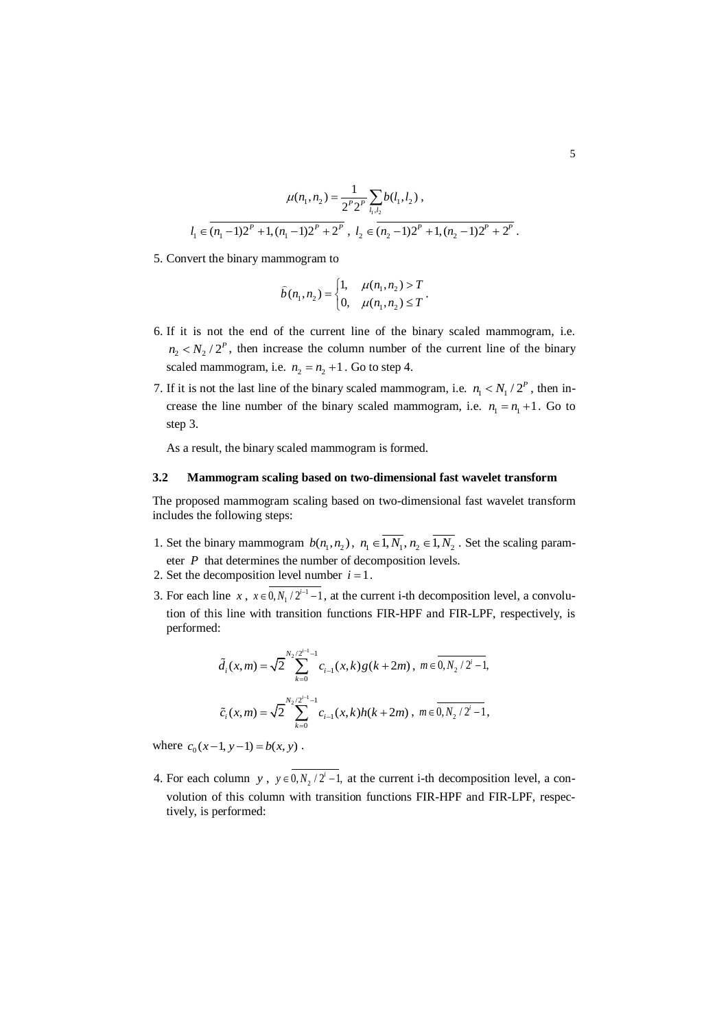$$\mu(n_1, n_2) = \frac{1}{2^P 2^P} \sum_{l_1, l_2} b(l_1, l_2),$$

$$l_1 \in \overline{(n_1 - 1)2^P + 1, (n_1 - 1)2^P + 2^P}, \; l_2 \in \overline{(n_2 - 1)2^P + 1, (n_2 - 1)2^P + 2^P}.$$

5. Convert the binary mammogram to

$$\hat{b}(n_1, n_2) = \begin{cases} 1, & \mu(n_1, n_2) > T \\ 0, & \mu(n_1, n_2) \le T \end{cases}.$$

6. If it is not the end of the current line of the binary scaled mammogram, i.e. $n_2 < N_2 / 2^P$, then increase the column number of the current line of the binary scaled mammogram, i.e. $n_2 = n_2 + 1$. Go to step 4.
7. If it is not the last line of the binary scaled mammogram, i.e. $n_1 < N_1 / 2^P$, then increase the line number of the binary scaled mammogram, i.e. $n_1 = n_1 + 1$. Go to step 3.

   As a result, the binary scaled mammogram is formed.

### 3.2 Mammogram scaling based on two-dimensional fast wavelet transform

The proposed mammogram scaling based on two-dimensional fast wavelet transform includes the following steps:

1. Set the binary mammogram $b(n_1, n_2)$, $n_1 \in \overline{1, N_1}$, $n_2 \in \overline{1, N_2}$. Set the scaling parameter $P$ that determines the number of decomposition levels.
2. Set the decomposition level number $i = 1$.
3. For each line $x$, $x \in \overline{0, N_1 / 2^{i-1} - 1}$, at the current i-th decomposition level, a convolution of this line with transition functions FIR-HPF and FIR-LPF, respectively, is performed:

$$\tilde{d}_i(x, m) = \sqrt{2} \sum_{k=0}^{N_2/2^{i-1}-1} c_{i-1}(x, k) g(k + 2m), \; m \in \overline{0, N_2 / 2^i - 1},$$

$$\tilde{c}_i(x, m) = \sqrt{2} \sum_{k=0}^{N_2/2^{i-1}-1} c_{i-1}(x, k) h(k + 2m), \; m \in \overline{0, N_2 / 2^i - 1},$$

where $c_0(x-1, y-1) = b(x, y)$.

4. For each column $y$, $y \in \overline{0, N_2 / 2^i - 1}$, at the current i-th decomposition level, a convolution of this column with transition functions FIR-HPF and FIR-LPF, respectively, is performed: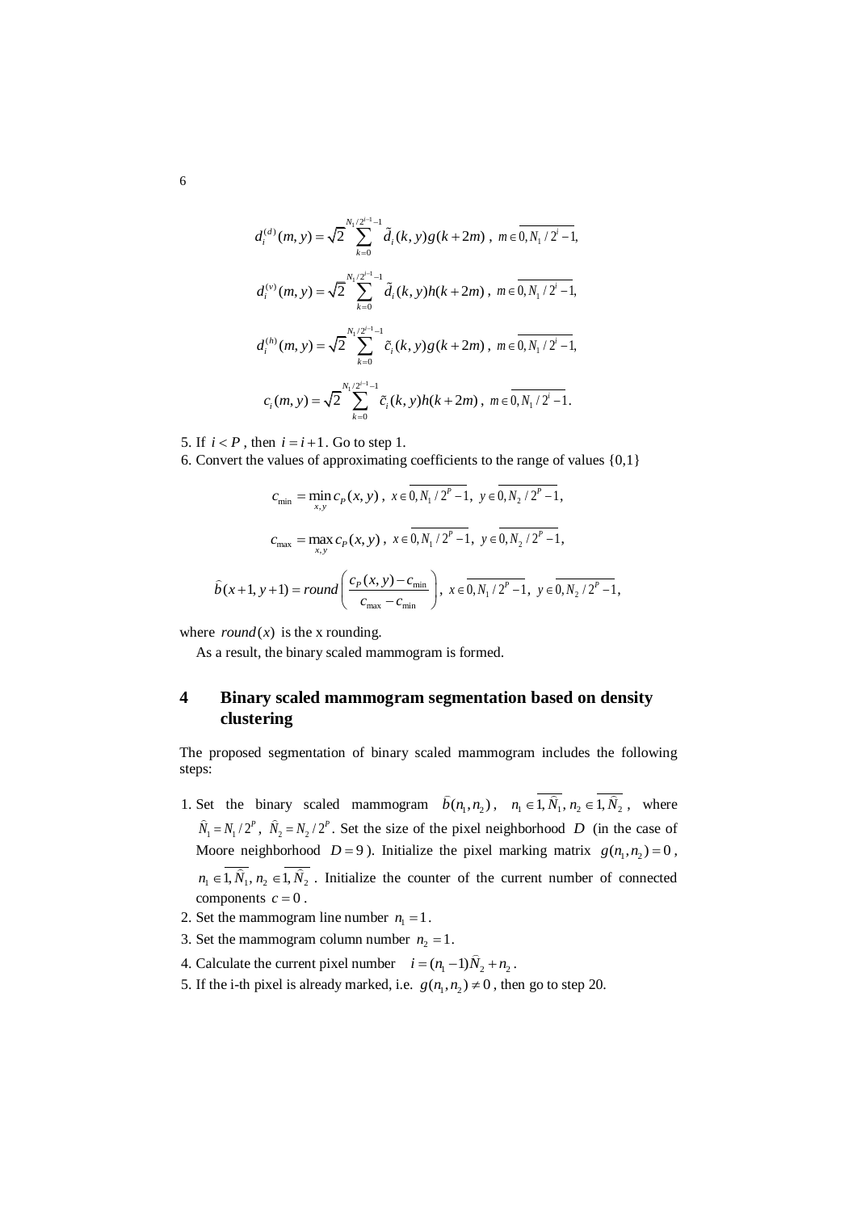$$d_i^{(d)}(m,y) = \sqrt{2}\sum_{k=0}^{N_1/2^{i-1}-1} \tilde{d}_i(k,y)g(k+2m)\,,\ m \in \overline{0, N_1/2^i - 1},$$

$$d_i^{(v)}(m,y) = \sqrt{2}\sum_{k=0}^{N_1/2^{i-1}-1} \tilde{d}_i(k,y)h(k+2m)\,,\ m \in \overline{0, N_1/2^i - 1},$$

$$d_i^{(h)}(m,y) = \sqrt{2}\sum_{k=0}^{N_1/2^{i-1}-1} \tilde{c}_i(k,y)g(k+2m)\,,\ m \in \overline{0, N_1/2^i - 1},$$

$$c_i(m,y) = \sqrt{2}\sum_{k=0}^{N_1/2^{i-1}-1} \tilde{c}_i(k,y)h(k+2m)\,,\ m \in \overline{0, N_1/2^i - 1}.$$

5. If $i < P$, then $i = i+1$. Go to step 1.
6. Convert the values of approximating coefficients to the range of values {0,1}

$$c_{\min} = \min_{x,y} c_P(x,y)\,,\ x \in \overline{0, N_1/2^P - 1},\ y \in \overline{0, N_2/2^P - 1},$$

$$c_{\max} = \max_{x,y} c_P(x,y)\,,\ x \in \overline{0, N_1/2^P - 1},\ y \in \overline{0, N_2/2^P - 1},$$

$$\hat{b}(x+1, y+1) = round\left(\frac{c_P(x,y) - c_{\min}}{c_{\max} - c_{\min}}\right),\ x \in \overline{0, N_1/2^P - 1},\ y \in \overline{0, N_2/2^P - 1},$$

where $round(x)$ is the x rounding.

As a result, the binary scaled mammogram is formed.

## 4 Binary scaled mammogram segmentation based on density clustering

The proposed segmentation of binary scaled mammogram includes the following steps:

1. Set the binary scaled mammogram $\hat{b}(n_1, n_2)$, $n_1 \in \overline{1, \hat{N}_1}, n_2 \in \overline{1, \hat{N}_2}$, where $\hat{N}_1 = N_1/2^P$, $\hat{N}_2 = N_2/2^P$. Set the size of the pixel neighborhood $D$ (in the case of Moore neighborhood $D = 9$). Initialize the pixel marking matrix $g(n_1, n_2) = 0$, $n_1 \in \overline{1, \hat{N}_1}, n_2 \in \overline{1, \hat{N}_2}$. Initialize the counter of the current number of connected components $c = 0$.
2. Set the mammogram line number $n_1 = 1$.
3. Set the mammogram column number $n_2 = 1$.
4. Calculate the current pixel number $i = (n_1 - 1)\hat{N}_2 + n_2$.
5. If the i-th pixel is already marked, i.e. $g(n_1, n_2) \neq 0$, then go to step 20.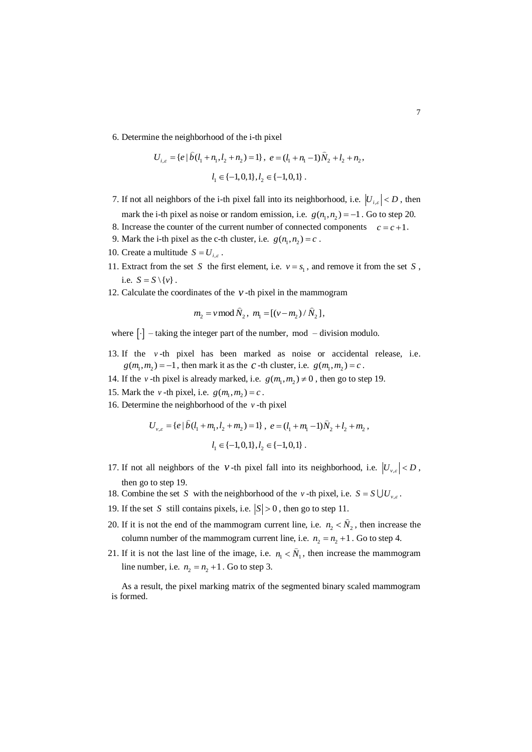6. Determine the neighborhood of the i-th pixel

$$U_{i,\varepsilon} = \{e \mid \widehat{b}(l_1 + n_1, l_2 + n_2) = 1\}, \; e = (l_1 + n_1 - 1)\widehat{N}_2 + l_2 + n_2,$$

$$l_1 \in \{-1, 0, 1\}, l_2 \in \{-1, 0, 1\}.$$

7. If not all neighbors of the i-th pixel fall into its neighborhood, i.e. $|U_{i,\varepsilon}| < D$, then mark the i-th pixel as noise or random emission, i.e. $g(n_1, n_2) = -1$. Go to step 20.
8. Increase the counter of the current number of connected components $c = c + 1$.
9. Mark the i-th pixel as the c-th cluster, i.e. $g(n_1, n_2) = c$.
10. Create a multitude $S = U_{i,\varepsilon}$.
11. Extract from the set $S$ the first element, i.e. $v = s_1$, and remove it from the set $S$, i.e. $S = S \setminus \{v\}$.
12. Calculate the coordinates of the $v$-th pixel in the mammogram

$$m_2 = v \bmod \widehat{N}_2, \; m_1 = [(v - m_2) / \widehat{N}_2],$$

where $[\cdot]$ – taking the integer part of the number, mod – division modulo.

13. If the $v$-th pixel has been marked as noise or accidental release, i.e. $g(m_1, m_2) = -1$, then mark it as the $c$-th cluster, i.e. $g(m_1, m_2) = c$.
14. If the $v$-th pixel is already marked, i.e. $g(m_1, m_2) \neq 0$, then go to step 19.
15. Mark the $v$-th pixel, i.e. $g(m_1, m_2) = c$.
16. Determine the neighborhood of the $v$-th pixel

$$U_{v,\varepsilon} = \{e \mid \widehat{b}(l_1 + m_1, l_2 + m_2) = 1\}, \; e = (l_1 + m_1 - 1)\widehat{N}_2 + l_2 + m_2,$$

$$l_1 \in \{-1, 0, 1\}, l_2 \in \{-1, 0, 1\}.$$

17. If not all neighbors of the $v$-th pixel fall into its neighborhood, i.e. $|U_{v,\varepsilon}| < D$, then go to step 19.
18. Combine the set $S$ with the neighborhood of the $v$-th pixel, i.e. $S = S \bigcup U_{v,\varepsilon}$.
19. If the set $S$ still contains pixels, i.e. $|S| > 0$, then go to step 11.
20. If it is not the end of the mammogram current line, i.e. $n_2 < \widehat{N}_2$, then increase the column number of the mammogram current line, i.e. $n_2 = n_2 + 1$. Go to step 4.
21. If it is not the last line of the image, i.e. $n_1 < \widehat{N}_1$, then increase the mammogram line number, i.e. $n_2 = n_2 + 1$. Go to step 3.

As a result, the pixel marking matrix of the segmented binary scaled mammogram is formed.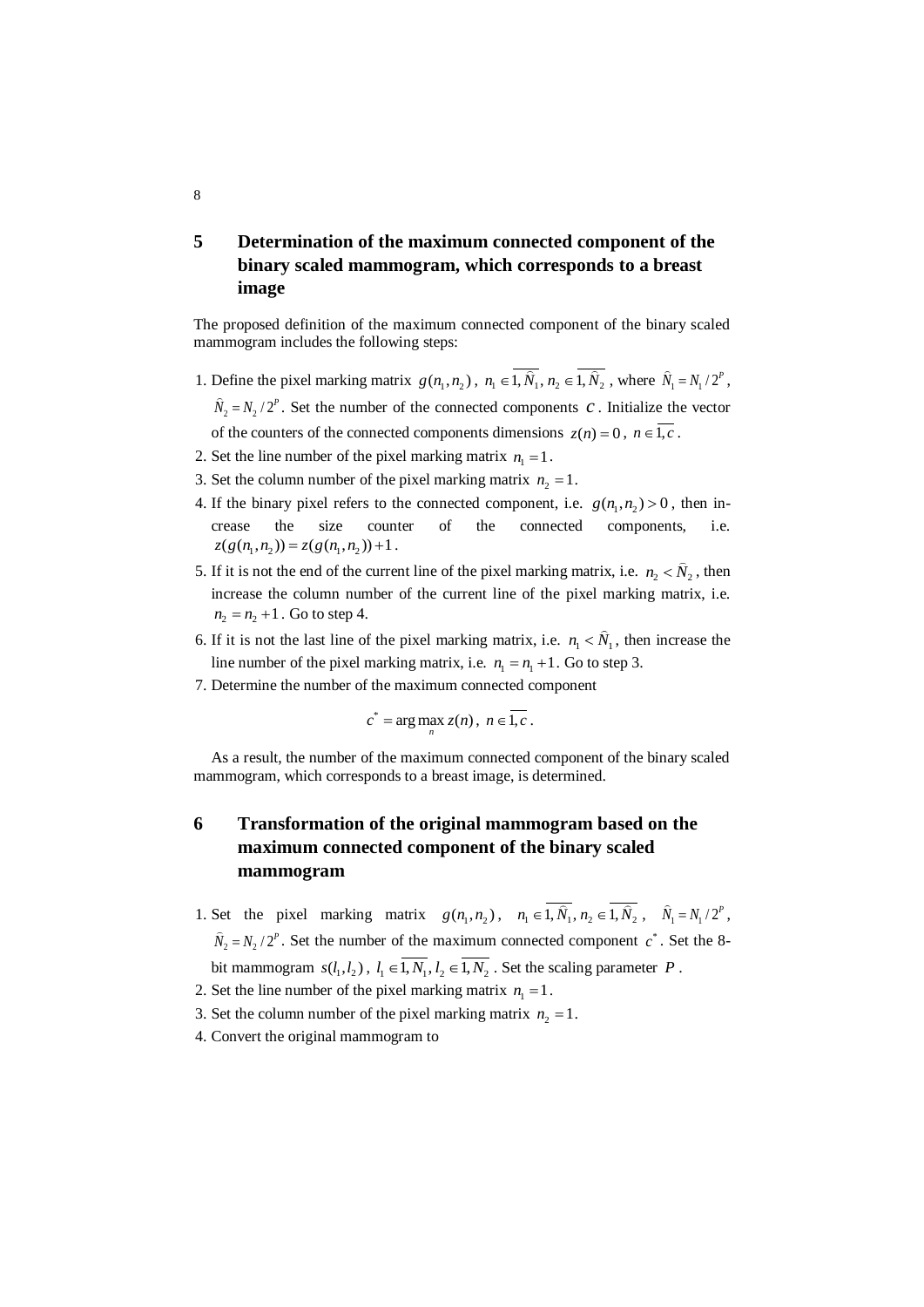## 5 Determination of the maximum connected component of the binary scaled mammogram, which corresponds to a breast image

The proposed definition of the maximum connected component of the binary scaled mammogram includes the following steps:

1. Define the pixel marking matrix $g(n_1, n_2)$, $n_1 \in \overline{1, \hat{N}_1}$, $n_2 \in \overline{1, \hat{N}_2}$, where $\hat{N}_1 = N_1 / 2^P$, $\hat{N}_2 = N_2 / 2^P$. Set the number of the connected components $c$. Initialize the vector of the counters of the connected components dimensions $z(n) = 0$, $n \in \overline{1, c}$.
2. Set the line number of the pixel marking matrix $n_1 = 1$.
3. Set the column number of the pixel marking matrix $n_2 = 1$.
4. If the binary pixel refers to the connected component, i.e. $g(n_1, n_2) > 0$, then increase the size counter of the connected components, i.e. $z(g(n_1, n_2)) = z(g(n_1, n_2)) + 1$.
5. If it is not the end of the current line of the pixel marking matrix, i.e. $n_2 < \hat{N}_2$, then increase the column number of the current line of the pixel marking matrix, i.e. $n_2 = n_2 + 1$. Go to step 4.
6. If it is not the last line of the pixel marking matrix, i.e. $n_1 < \hat{N}_1$, then increase the line number of the pixel marking matrix, i.e. $n_1 = n_1 + 1$. Go to step 3.
7. Determine the number of the maximum connected component

$$c^* = \arg\max_n z(n), \ n \in \overline{1, c}.$$

As a result, the number of the maximum connected component of the binary scaled mammogram, which corresponds to a breast image, is determined.

## 6 Transformation of the original mammogram based on the maximum connected component of the binary scaled mammogram

1. Set the pixel marking matrix $g(n_1, n_2)$, $n_1 \in \overline{1, \hat{N}_1}$, $n_2 \in \overline{1, \hat{N}_2}$, $\hat{N}_1 = N_1 / 2^P$, $\hat{N}_2 = N_2 / 2^P$. Set the number of the maximum connected component $c^*$. Set the 8-bit mammogram $s(l_1, l_2)$, $l_1 \in \overline{1, N_1}$, $l_2 \in \overline{1, N_2}$. Set the scaling parameter $P$.
2. Set the line number of the pixel marking matrix $n_1 = 1$.
3. Set the column number of the pixel marking matrix $n_2 = 1$.
4. Convert the original mammogram to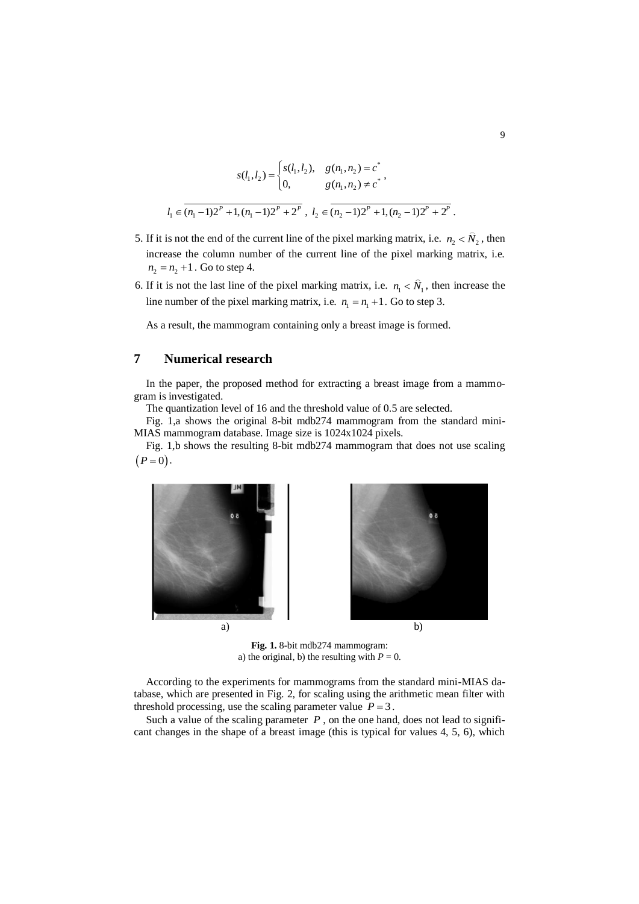$$s(l_1, l_2) = \begin{cases} s(l_1, l_2), & g(n_1, n_2) = c^* \\ 0, & g(n_1, n_2) \neq c^* \end{cases},$$

$$l_1 \in \overline{(n_1 - 1)2^P + 1, (n_1 - 1)2^P + 2^P}, \quad l_2 \in \overline{(n_2 - 1)2^P + 1, (n_2 - 1)2^P + 2^P}.$$

5. If it is not the end of the current line of the pixel marking matrix, i.e. $n_2 < \hat{N}_2$, then increase the column number of the current line of the pixel marking matrix, i.e. $n_2 = n_2 + 1$. Go to step 4.
6. If it is not the last line of the pixel marking matrix, i.e. $n_1 < \hat{N}_1$, then increase the line number of the pixel marking matrix, i.e. $n_1 = n_1 + 1$. Go to step 3.

As a result, the mammogram containing only a breast image is formed.

## 7 Numerical research

In the paper, the proposed method for extracting a breast image from a mammogram is investigated.

The quantization level of 16 and the threshold value of 0.5 are selected.

Fig. 1,a shows the original 8-bit mdb274 mammogram from the standard mini-MIAS mammogram database. Image size is 1024x1024 pixels.

Fig. 1,b shows the resulting 8-bit mdb274 mammogram that does not use scaling $(P = 0)$.

a) b)

**Fig. 1.** 8-bit mdb274 mammogram: a) the original, b) the resulting with $P = 0$.

According to the experiments for mammograms from the standard mini-MIAS database, which are presented in Fig. 2, for scaling using the arithmetic mean filter with threshold processing, use the scaling parameter value $P = 3$.

Such a value of the scaling parameter $P$, on the one hand, does not lead to significant changes in the shape of a breast image (this is typical for values 4, 5, 6), which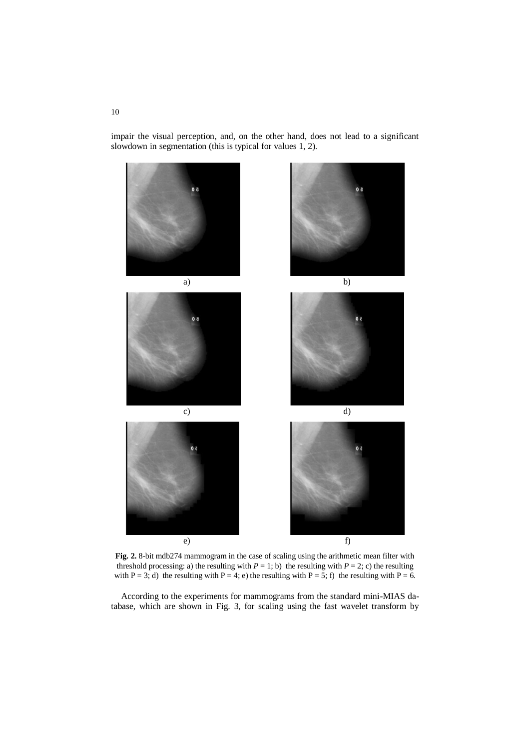impair the visual perception, and, on the other hand, does not lead to a significant slowdown in segmentation (this is typical for values 1, 2).

a) b)

c) d)

e) f)

**Fig. 2.** 8-bit mdb274 mammogram in the case of scaling using the arithmetic mean filter with threshold processing: a) the resulting with $P = 1$; b) the resulting with $P = 2$; c) the resulting with $P = 3$; d) the resulting with $P = 4$; e) the resulting with $P = 5$; f) the resulting with $P = 6$.

According to the experiments for mammograms from the standard mini-MIAS database, which are shown in Fig. 3, for scaling using the fast wavelet transform by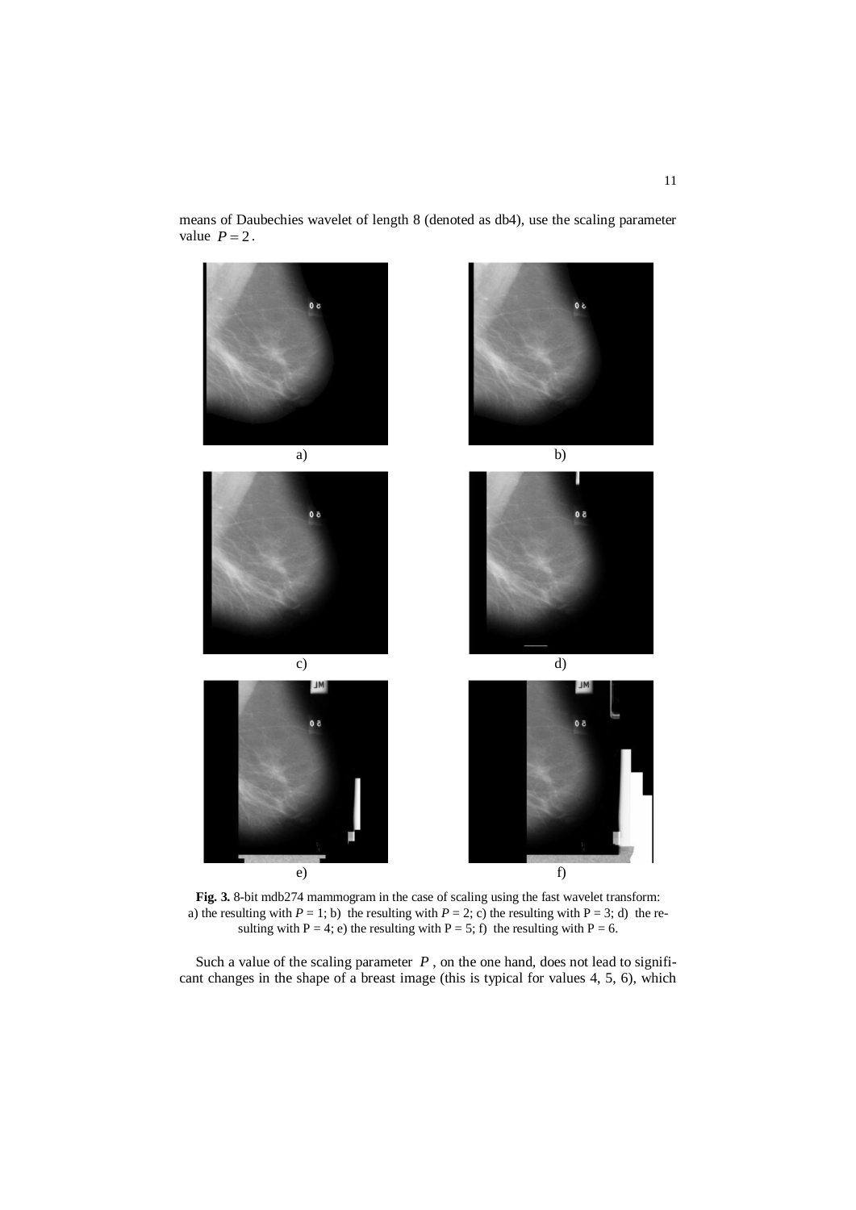means of Daubechies wavelet of length 8 (denoted as db4), use the scaling parameter value $P = 2$.

a)

b)

c)

d)

e)

f)

**Fig. 3.** 8-bit mdb274 mammogram in the case of scaling using the fast wavelet transform: a) the resulting with $P = 1$; b) the resulting with $P = 2$; c) the resulting with $P = 3$; d) the resulting with $P = 4$; e) the resulting with $P = 5$; f) the resulting with $P = 6$.

Such a value of the scaling parameter $P$, on the one hand, does not lead to significant changes in the shape of a breast image (this is typical for values 4, 5, 6), which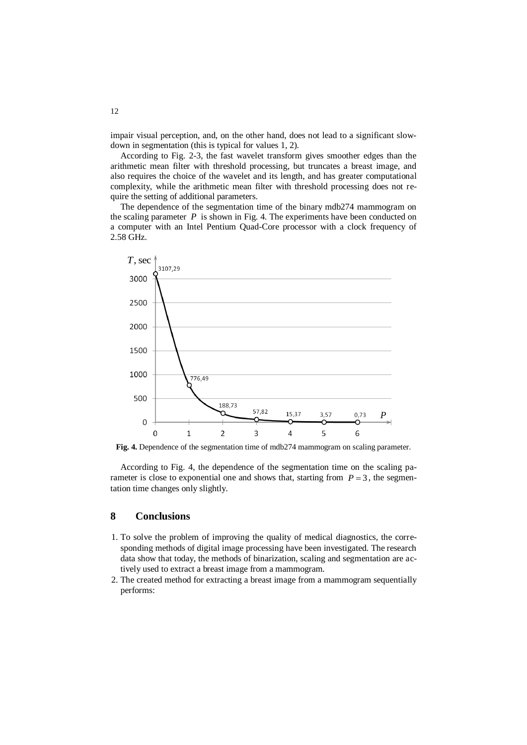impair visual perception, and, on the other hand, does not lead to a significant slowdown in segmentation (this is typical for values 1, 2).

According to Fig. 2-3, the fast wavelet transform gives smoother edges than the arithmetic mean filter with threshold processing, but truncates a breast image, and also requires the choice of the wavelet and its length, and has greater computational complexity, while the arithmetic mean filter with threshold processing does not require the setting of additional parameters.

The dependence of the segmentation time of the binary mdb274 mammogram on the scaling parameter $P$ is shown in Fig. 4. The experiments have been conducted on a computer with an Intel Pentium Quad-Core processor with a clock frequency of 2.58 GHz.

**Fig. 4.** Dependence of the segmentation time of mdb274 mammogram on scaling parameter.

According to Fig. 4, the dependence of the segmentation time on the scaling parameter is close to exponential one and shows that, starting from $P = 3$, the segmentation time changes only slightly.

## 8 Conclusions

1. To solve the problem of improving the quality of medical diagnostics, the corresponding methods of digital image processing have been investigated. The research data show that today, the methods of binarization, scaling and segmentation are actively used to extract a breast image from a mammogram.
2. The created method for extracting a breast image from a mammogram sequentially performs: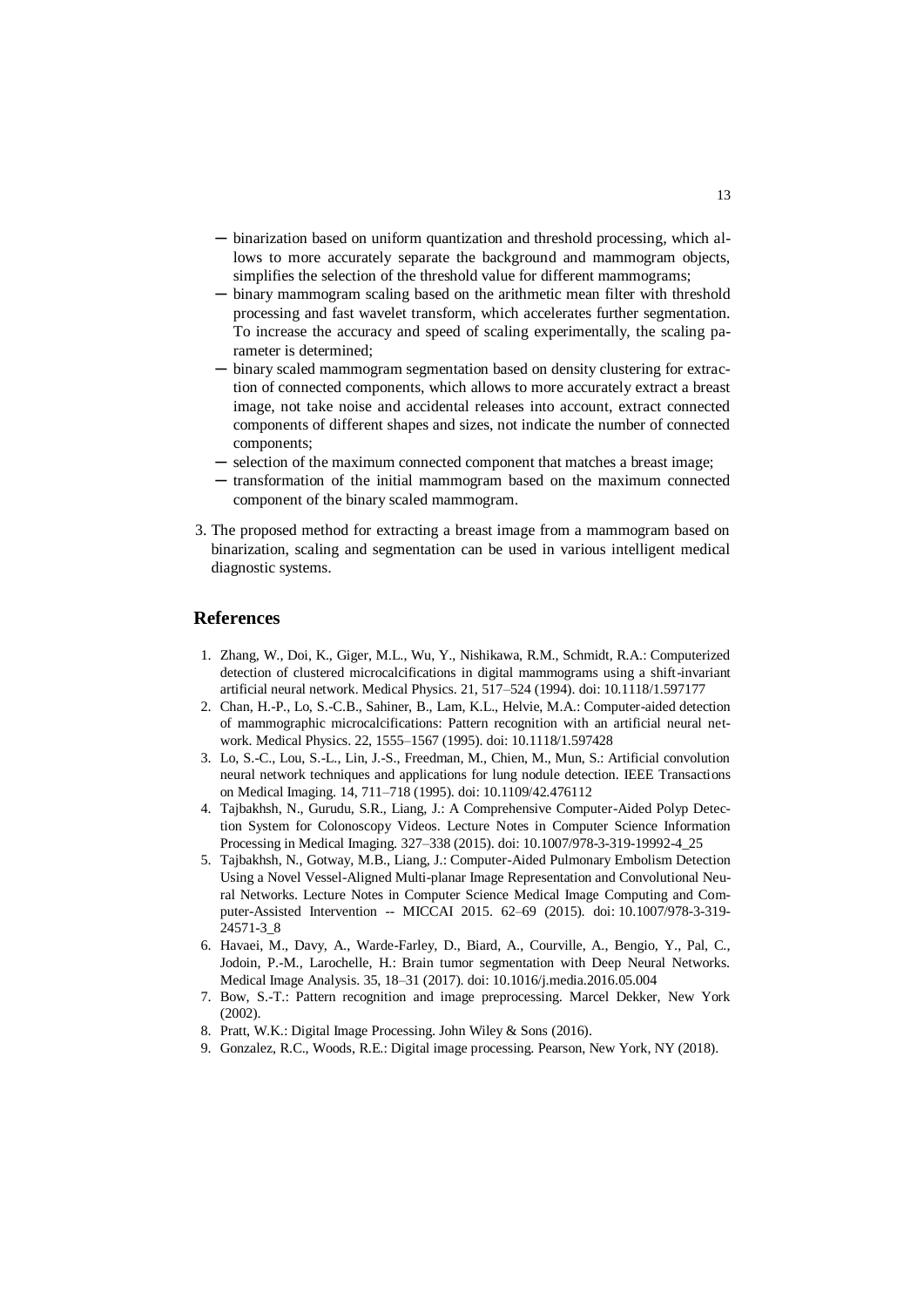- binarization based on uniform quantization and threshold processing, which allows to more accurately separate the background and mammogram objects, simplifies the selection of the threshold value for different mammograms;
- binary mammogram scaling based on the arithmetic mean filter with threshold processing and fast wavelet transform, which accelerates further segmentation. To increase the accuracy and speed of scaling experimentally, the scaling parameter is determined;
- binary scaled mammogram segmentation based on density clustering for extraction of connected components, which allows to more accurately extract a breast image, not take noise and accidental releases into account, extract connected components of different shapes and sizes, not indicate the number of connected components;
- selection of the maximum connected component that matches a breast image;
- transformation of the initial mammogram based on the maximum connected component of the binary scaled mammogram.

3. The proposed method for extracting a breast image from a mammogram based on binarization, scaling and segmentation can be used in various intelligent medical diagnostic systems.

## References

1. Zhang, W., Doi, K., Giger, M.L., Wu, Y., Nishikawa, R.M., Schmidt, R.A.: Computerized detection of clustered microcalcifications in digital mammograms using a shift-invariant artificial neural network. Medical Physics. 21, 517–524 (1994). doi: 10.1118/1.597177
2. Chan, H.-P., Lo, S.-C.B., Sahiner, B., Lam, K.L., Helvie, M.A.: Computer-aided detection of mammographic microcalcifications: Pattern recognition with an artificial neural network. Medical Physics. 22, 1555–1567 (1995). doi: 10.1118/1.597428
3. Lo, S.-C., Lou, S.-L., Lin, J.-S., Freedman, M., Chien, M., Mun, S.: Artificial convolution neural network techniques and applications for lung nodule detection. IEEE Transactions on Medical Imaging. 14, 711–718 (1995). doi: 10.1109/42.476112
4. Tajbakhsh, N., Gurudu, S.R., Liang, J.: A Comprehensive Computer-Aided Polyp Detection System for Colonoscopy Videos. Lecture Notes in Computer Science Information Processing in Medical Imaging. 327–338 (2015). doi: 10.1007/978-3-319-19992-4_25
5. Tajbakhsh, N., Gotway, M.B., Liang, J.: Computer-Aided Pulmonary Embolism Detection Using a Novel Vessel-Aligned Multi-planar Image Representation and Convolutional Neural Networks. Lecture Notes in Computer Science Medical Image Computing and Computer-Assisted Intervention -- MICCAI 2015. 62–69 (2015). doi: 10.1007/978-3-319-24571-3_8
6. Havaei, M., Davy, A., Warde-Farley, D., Biard, A., Courville, A., Bengio, Y., Pal, C., Jodoin, P.-M., Larochelle, H.: Brain tumor segmentation with Deep Neural Networks. Medical Image Analysis. 35, 18–31 (2017). doi: 10.1016/j.media.2016.05.004
7. Bow, S.-T.: Pattern recognition and image preprocessing. Marcel Dekker, New York (2002).
8. Pratt, W.K.: Digital Image Processing. John Wiley & Sons (2016).
9. Gonzalez, R.C., Woods, R.E.: Digital image processing. Pearson, New York, NY (2018).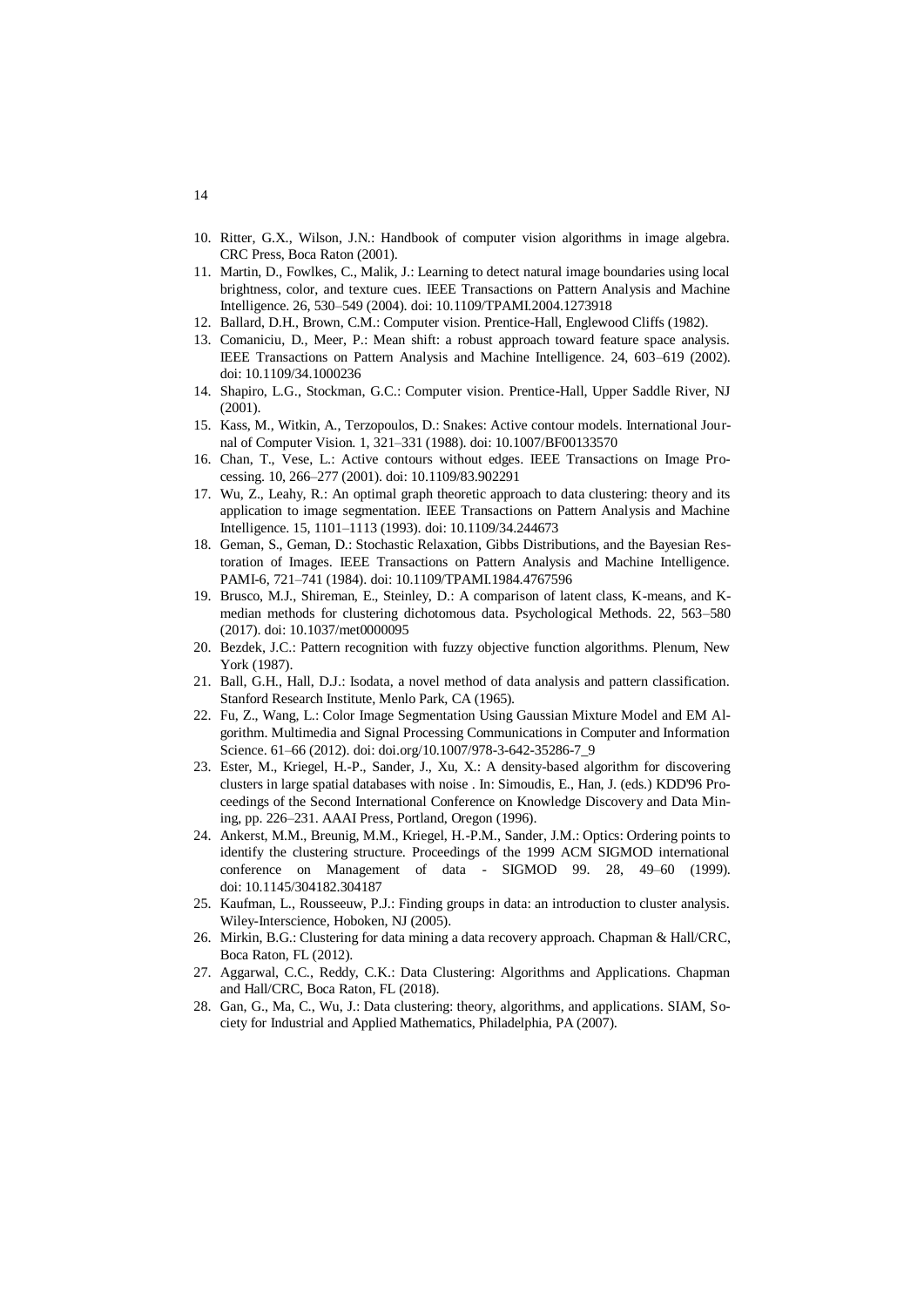10. Ritter, G.X., Wilson, J.N.: Handbook of computer vision algorithms in image algebra. CRC Press, Boca Raton (2001).
11. Martin, D., Fowlkes, C., Malik, J.: Learning to detect natural image boundaries using local brightness, color, and texture cues. IEEE Transactions on Pattern Analysis and Machine Intelligence. 26, 530–549 (2004). doi: 10.1109/TPAMI.2004.1273918
12. Ballard, D.H., Brown, C.M.: Computer vision. Prentice-Hall, Englewood Cliffs (1982).
13. Comaniciu, D., Meer, P.: Mean shift: a robust approach toward feature space analysis. IEEE Transactions on Pattern Analysis and Machine Intelligence. 24, 603–619 (2002). doi: 10.1109/34.1000236
14. Shapiro, L.G., Stockman, G.C.: Computer vision. Prentice-Hall, Upper Saddle River, NJ (2001).
15. Kass, M., Witkin, A., Terzopoulos, D.: Snakes: Active contour models. International Journal of Computer Vision. 1, 321–331 (1988). doi: 10.1007/BF00133570
16. Chan, T., Vese, L.: Active contours without edges. IEEE Transactions on Image Processing. 10, 266–277 (2001). doi: 10.1109/83.902291
17. Wu, Z., Leahy, R.: An optimal graph theoretic approach to data clustering: theory and its application to image segmentation. IEEE Transactions on Pattern Analysis and Machine Intelligence. 15, 1101–1113 (1993). doi: 10.1109/34.244673
18. Geman, S., Geman, D.: Stochastic Relaxation, Gibbs Distributions, and the Bayesian Restoration of Images. IEEE Transactions on Pattern Analysis and Machine Intelligence. PAMI-6, 721–741 (1984). doi: 10.1109/TPAMI.1984.4767596
19. Brusco, M.J., Shireman, E., Steinley, D.: A comparison of latent class, K-means, and K-median methods for clustering dichotomous data. Psychological Methods. 22, 563–580 (2017). doi: 10.1037/met0000095
20. Bezdek, J.C.: Pattern recognition with fuzzy objective function algorithms. Plenum, New York (1987).
21. Ball, G.H., Hall, D.J.: Isodata, a novel method of data analysis and pattern classification. Stanford Research Institute, Menlo Park, CA (1965).
22. Fu, Z., Wang, L.: Color Image Segmentation Using Gaussian Mixture Model and EM Algorithm. Multimedia and Signal Processing Communications in Computer and Information Science. 61–66 (2012). doi: doi.org/10.1007/978-3-642-35286-7_9
23. Ester, M., Kriegel, H.-P., Sander, J., Xu, X.: A density-based algorithm for discovering clusters in large spatial databases with noise . In: Simoudis, E., Han, J. (eds.) KDD'96 Proceedings of the Second International Conference on Knowledge Discovery and Data Mining, pp. 226–231. AAAI Press, Portland, Oregon (1996).
24. Ankerst, M.M., Breunig, M.M., Kriegel, H.-P.M., Sander, J.M.: Optics: Ordering points to identify the clustering structure. Proceedings of the 1999 ACM SIGMOD international conference on Management of data - SIGMOD 99. 28, 49–60 (1999). doi: 10.1145/304182.304187
25. Kaufman, L., Rousseeuw, P.J.: Finding groups in data: an introduction to cluster analysis. Wiley-Interscience, Hoboken, NJ (2005).
26. Mirkin, B.G.: Clustering for data mining a data recovery approach. Chapman & Hall/CRC, Boca Raton, FL (2012).
27. Aggarwal, C.C., Reddy, C.K.: Data Clustering: Algorithms and Applications. Chapman and Hall/CRC, Boca Raton, FL (2018).
28. Gan, G., Ma, C., Wu, J.: Data clustering: theory, algorithms, and applications. SIAM, Society for Industrial and Applied Mathematics, Philadelphia, PA (2007).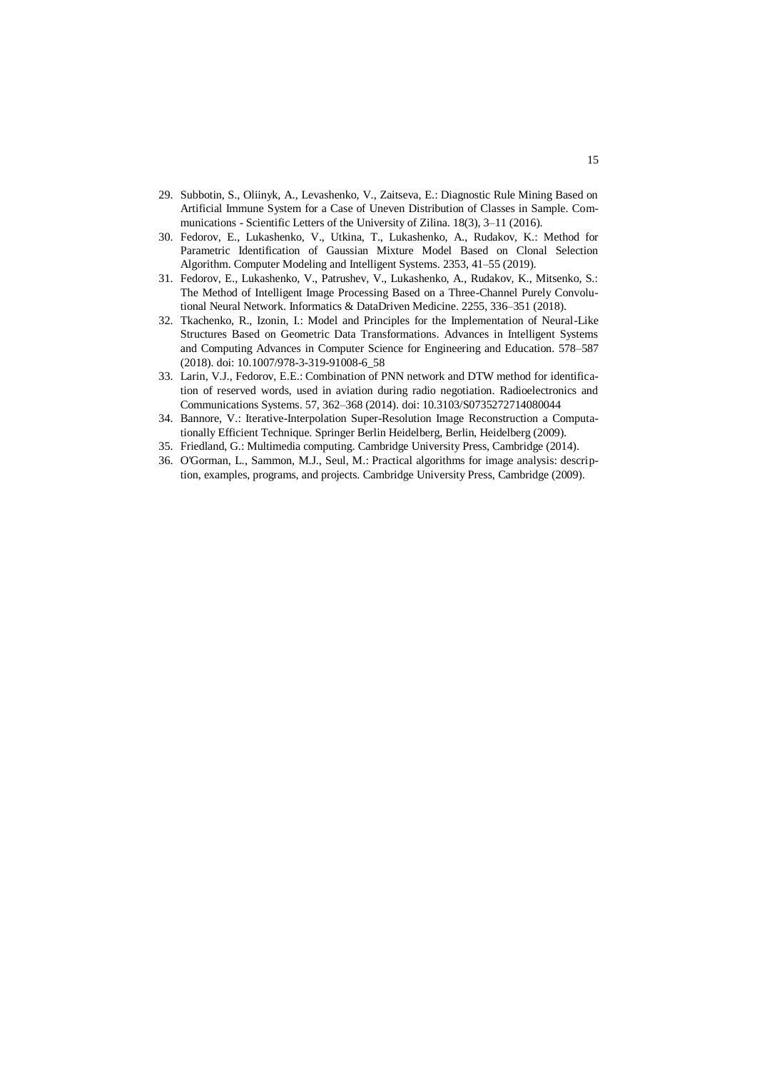29. Subbotin, S., Oliinyk, A., Levashenko, V., Zaitseva, E.: Diagnostic Rule Mining Based on Artificial Immune System for a Case of Uneven Distribution of Classes in Sample. Communications - Scientific Letters of the University of Zilina. 18(3), 3–11 (2016).
30. Fedorov, E., Lukashenko, V., Utkina, T., Lukashenko, A., Rudakov, K.: Method for Parametric Identification of Gaussian Mixture Model Based on Clonal Selection Algorithm. Computer Modeling and Intelligent Systems. 2353, 41–55 (2019).
31. Fedorov, E., Lukashenko, V., Patrushev, V., Lukashenko, A., Rudakov, K., Mitsenko, S.: The Method of Intelligent Image Processing Based on a Three-Channel Purely Convolutional Neural Network. Informatics & DataDriven Medicine. 2255, 336–351 (2018).
32. Tkachenko, R., Izonin, I.: Model and Principles for the Implementation of Neural-Like Structures Based on Geometric Data Transformations. Advances in Intelligent Systems and Computing Advances in Computer Science for Engineering and Education. 578–587 (2018). doi: 10.1007/978-3-319-91008-6_58
33. Larin, V.J., Fedorov, E.E.: Combination of PNN network and DTW method for identification of reserved words, used in aviation during radio negotiation. Radioelectronics and Communications Systems. 57, 362–368 (2014). doi: 10.3103/S0735272714080044
34. Bannore, V.: Iterative-Interpolation Super-Resolution Image Reconstruction a Computationally Efficient Technique. Springer Berlin Heidelberg, Berlin, Heidelberg (2009).
35. Friedland, G.: Multimedia computing. Cambridge University Press, Cambridge (2014).
36. O'Gorman, L., Sammon, M.J., Seul, M.: Practical algorithms for image analysis: description, examples, programs, and projects. Cambridge University Press, Cambridge (2009).